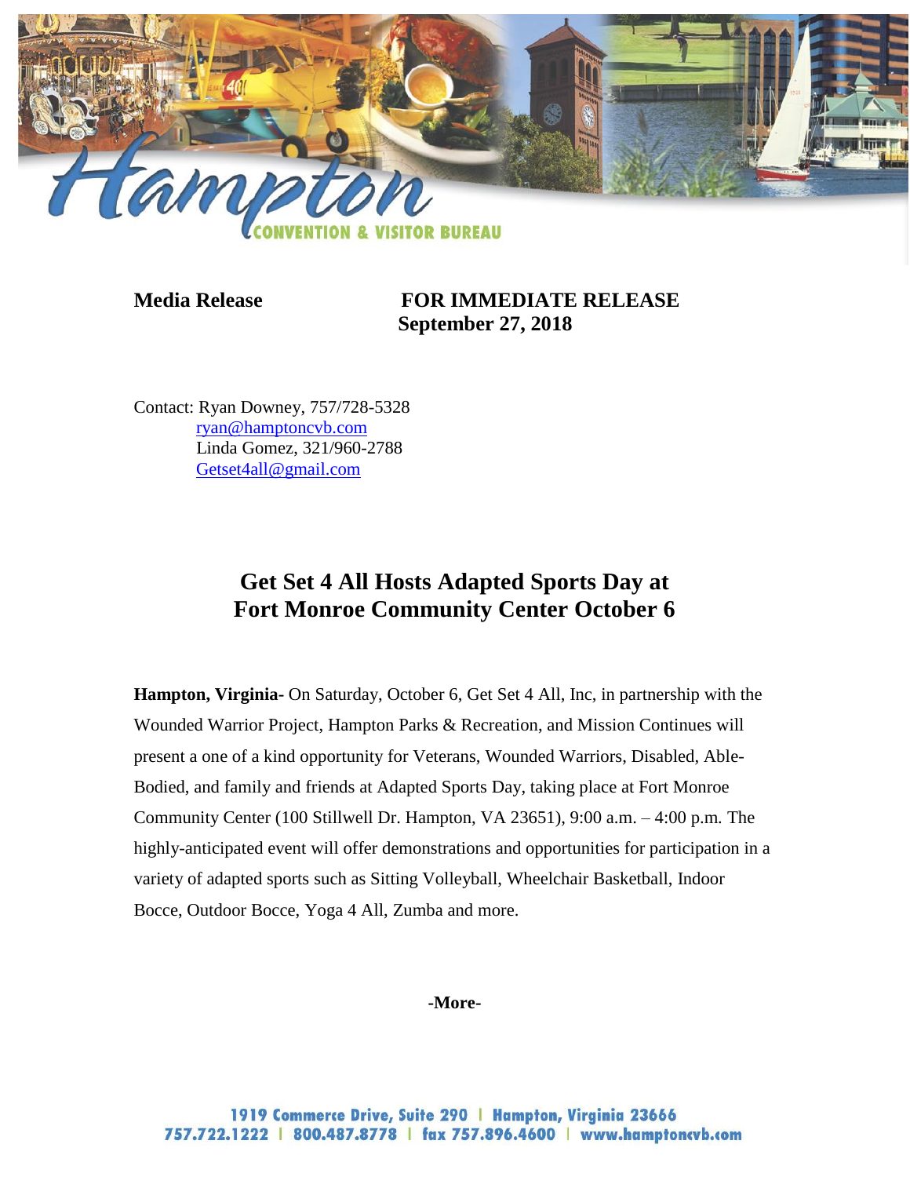**Media Release** **FOR IMMEDIATE RELEASE**
**September 27, 2018**

Contact: Ryan Downey, 757/728-5328
ryan@hamptoncvb.com
Linda Gomez, 321/960-2788
Getset4all@gmail.com

# Get Set 4 All Hosts Adapted Sports Day at Fort Monroe Community Center October 6

**Hampton, Virginia**- On Saturday, October 6, Get Set 4 All, Inc, in partnership with the Wounded Warrior Project, Hampton Parks & Recreation, and Mission Continues will present a one of a kind opportunity for Veterans, Wounded Warriors, Disabled, Able-Bodied, and family and friends at Adapted Sports Day, taking place at Fort Monroe Community Center (100 Stillwell Dr. Hampton, VA 23651), 9:00 a.m. – 4:00 p.m. The highly-anticipated event will offer demonstrations and opportunities for participation in a variety of adapted sports such as Sitting Volleyball, Wheelchair Basketball, Indoor Bocce, Outdoor Bocce, Yoga 4 All, Zumba and more.

**-More-**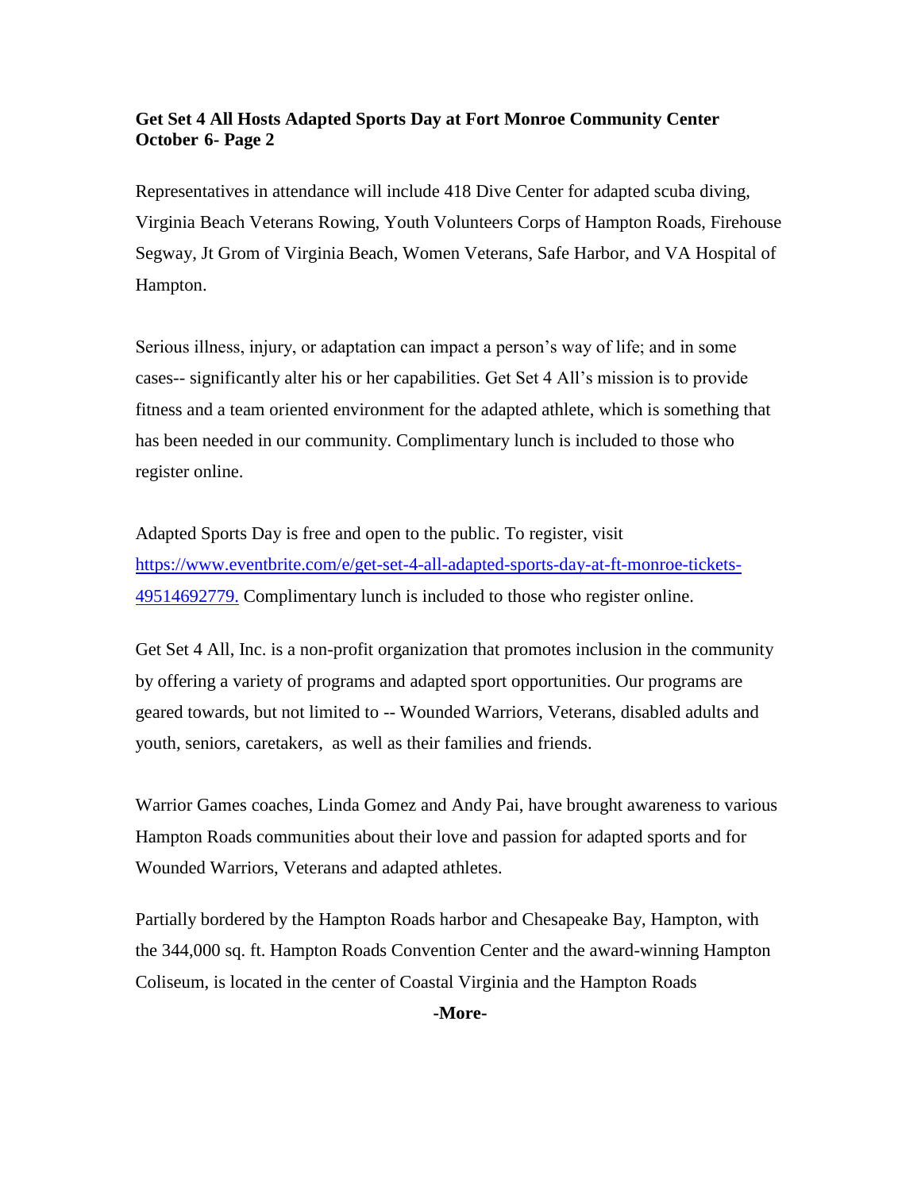**Get Set 4 All Hosts Adapted Sports Day at Fort Monroe Community Center October 6- Page 2**

Representatives in attendance will include 418 Dive Center for adapted scuba diving, Virginia Beach Veterans Rowing, Youth Volunteers Corps of Hampton Roads, Firehouse Segway, Jt Grom of Virginia Beach, Women Veterans, Safe Harbor, and VA Hospital of Hampton.

Serious illness, injury, or adaptation can impact a person's way of life; and in some cases-- significantly alter his or her capabilities. Get Set 4 All's mission is to provide fitness and a team oriented environment for the adapted athlete, which is something that has been needed in our community. Complimentary lunch is included to those who register online.

Adapted Sports Day is free and open to the public. To register, visit https://www.eventbrite.com/e/get-set-4-all-adapted-sports-day-at-ft-monroe-tickets-49514692779. Complimentary lunch is included to those who register online.

Get Set 4 All, Inc. is a non-profit organization that promotes inclusion in the community by offering a variety of programs and adapted sport opportunities. Our programs are geared towards, but not limited to -- Wounded Warriors, Veterans, disabled adults and youth, seniors, caretakers, as well as their families and friends.

Warrior Games coaches, Linda Gomez and Andy Pai, have brought awareness to various Hampton Roads communities about their love and passion for adapted sports and for Wounded Warriors, Veterans and adapted athletes.

Partially bordered by the Hampton Roads harbor and Chesapeake Bay, Hampton, with the 344,000 sq. ft. Hampton Roads Convention Center and the award-winning Hampton Coliseum, is located in the center of Coastal Virginia and the Hampton Roads

**-More-**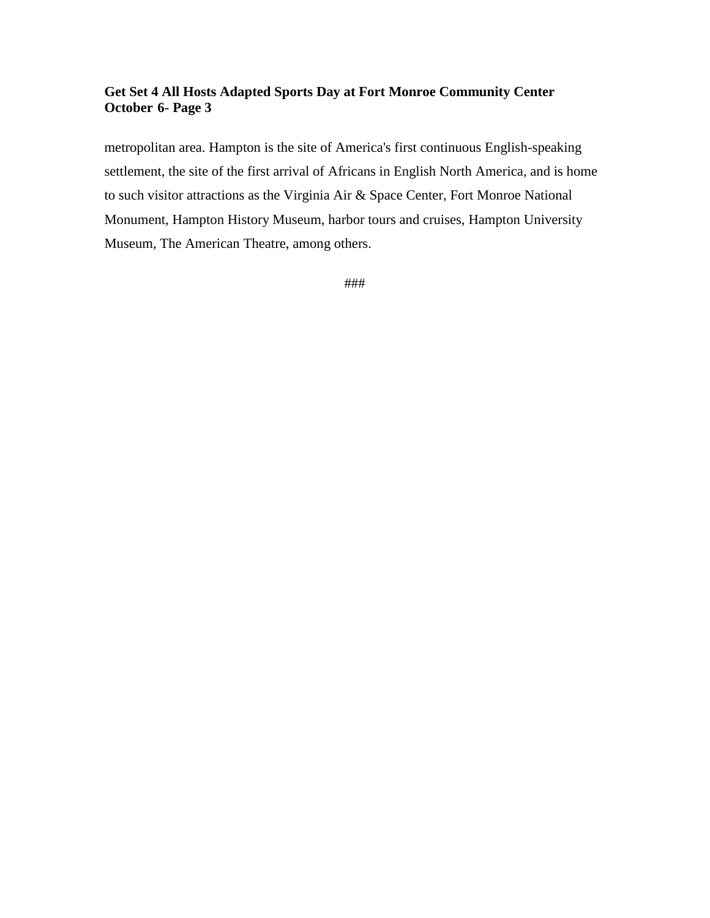metropolitan area. Hampton is the site of America's first continuous English-speaking settlement, the site of the first arrival of Africans in English North America, and is home to such visitor attractions as the Virginia Air & Space Center, Fort Monroe National Monument, Hampton History Museum, harbor tours and cruises, Hampton University Museum, The American Theatre, among others.

###